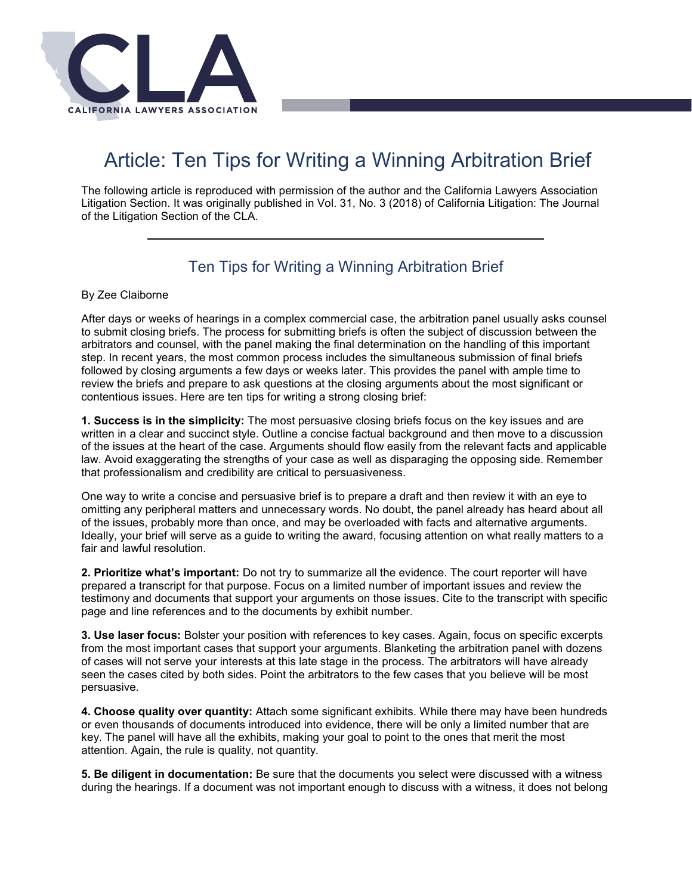# Article: Ten Tips for Writing a Winning Arbitration Brief

The following article is reproduced with permission of the author and the California Lawyers Association Litigation Section. It was originally published in Vol. 31, No. 3 (2018) of California Litigation: The Journal of the Litigation Section of the CLA.

---

## Ten Tips for Writing a Winning Arbitration Brief

By Zee Claiborne

After days or weeks of hearings in a complex commercial case, the arbitration panel usually asks counsel to submit closing briefs. The process for submitting briefs is often the subject of discussion between the arbitrators and counsel, with the panel making the final determination on the handling of this important step. In recent years, the most common process includes the simultaneous submission of final briefs followed by closing arguments a few days or weeks later. This provides the panel with ample time to review the briefs and prepare to ask questions at the closing arguments about the most significant or contentious issues. Here are ten tips for writing a strong closing brief:

**1. Success is in the simplicity:** The most persuasive closing briefs focus on the key issues and are written in a clear and succinct style. Outline a concise factual background and then move to a discussion of the issues at the heart of the case. Arguments should flow easily from the relevant facts and applicable law. Avoid exaggerating the strengths of your case as well as disparaging the opposing side. Remember that professionalism and credibility are critical to persuasiveness.

One way to write a concise and persuasive brief is to prepare a draft and then review it with an eye to omitting any peripheral matters and unnecessary words. No doubt, the panel already has heard about all of the issues, probably more than once, and may be overloaded with facts and alternative arguments. Ideally, your brief will serve as a guide to writing the award, focusing attention on what really matters to a fair and lawful resolution.

**2. Prioritize what's important:** Do not try to summarize all the evidence. The court reporter will have prepared a transcript for that purpose. Focus on a limited number of important issues and review the testimony and documents that support your arguments on those issues. Cite to the transcript with specific page and line references and to the documents by exhibit number.

**3. Use laser focus:** Bolster your position with references to key cases. Again, focus on specific excerpts from the most important cases that support your arguments. Blanketing the arbitration panel with dozens of cases will not serve your interests at this late stage in the process. The arbitrators will have already seen the cases cited by both sides. Point the arbitrators to the few cases that you believe will be most persuasive.

**4. Choose quality over quantity:** Attach some significant exhibits. While there may have been hundreds or even thousands of documents introduced into evidence, there will be only a limited number that are key. The panel will have all the exhibits, making your goal to point to the ones that merit the most attention. Again, the rule is quality, not quantity.

**5. Be diligent in documentation:** Be sure that the documents you select were discussed with a witness during the hearings. If a document was not important enough to discuss with a witness, it does not belong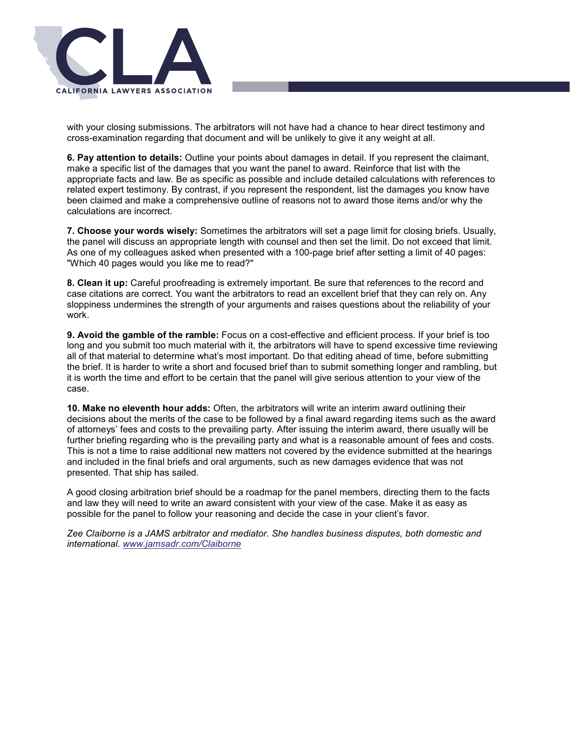with your closing submissions. The arbitrators will not have had a chance to hear direct testimony and cross-examination regarding that document and will be unlikely to give it any weight at all.

**6. Pay attention to details:** Outline your points about damages in detail. If you represent the claimant, make a specific list of the damages that you want the panel to award. Reinforce that list with the appropriate facts and law. Be as specific as possible and include detailed calculations with references to related expert testimony. By contrast, if you represent the respondent, list the damages you know have been claimed and make a comprehensive outline of reasons not to award those items and/or why the calculations are incorrect.

**7. Choose your words wisely:** Sometimes the arbitrators will set a page limit for closing briefs. Usually, the panel will discuss an appropriate length with counsel and then set the limit. Do not exceed that limit. As one of my colleagues asked when presented with a 100-page brief after setting a limit of 40 pages: "Which 40 pages would you like me to read?"

**8. Clean it up:** Careful proofreading is extremely important. Be sure that references to the record and case citations are correct. You want the arbitrators to read an excellent brief that they can rely on. Any sloppiness undermines the strength of your arguments and raises questions about the reliability of your work.

**9. Avoid the gamble of the ramble:** Focus on a cost-effective and efficient process. If your brief is too long and you submit too much material with it, the arbitrators will have to spend excessive time reviewing all of that material to determine what's most important. Do that editing ahead of time, before submitting the brief. It is harder to write a short and focused brief than to submit something longer and rambling, but it is worth the time and effort to be certain that the panel will give serious attention to your view of the case.

**10. Make no eleventh hour adds:** Often, the arbitrators will write an interim award outlining their decisions about the merits of the case to be followed by a final award regarding items such as the award of attorneys' fees and costs to the prevailing party. After issuing the interim award, there usually will be further briefing regarding who is the prevailing party and what is a reasonable amount of fees and costs. This is not a time to raise additional new matters not covered by the evidence submitted at the hearings and included in the final briefs and oral arguments, such as new damages evidence that was not presented. That ship has sailed.

A good closing arbitration brief should be a roadmap for the panel members, directing them to the facts and law they will need to write an award consistent with your view of the case. Make it as easy as possible for the panel to follow your reasoning and decide the case in your client's favor.

*Zee Claiborne is a JAMS arbitrator and mediator. She handles business disputes, both domestic and international. [www.jamsadr.com/Claiborne](http://www.jamsadr.com/Claiborne)*